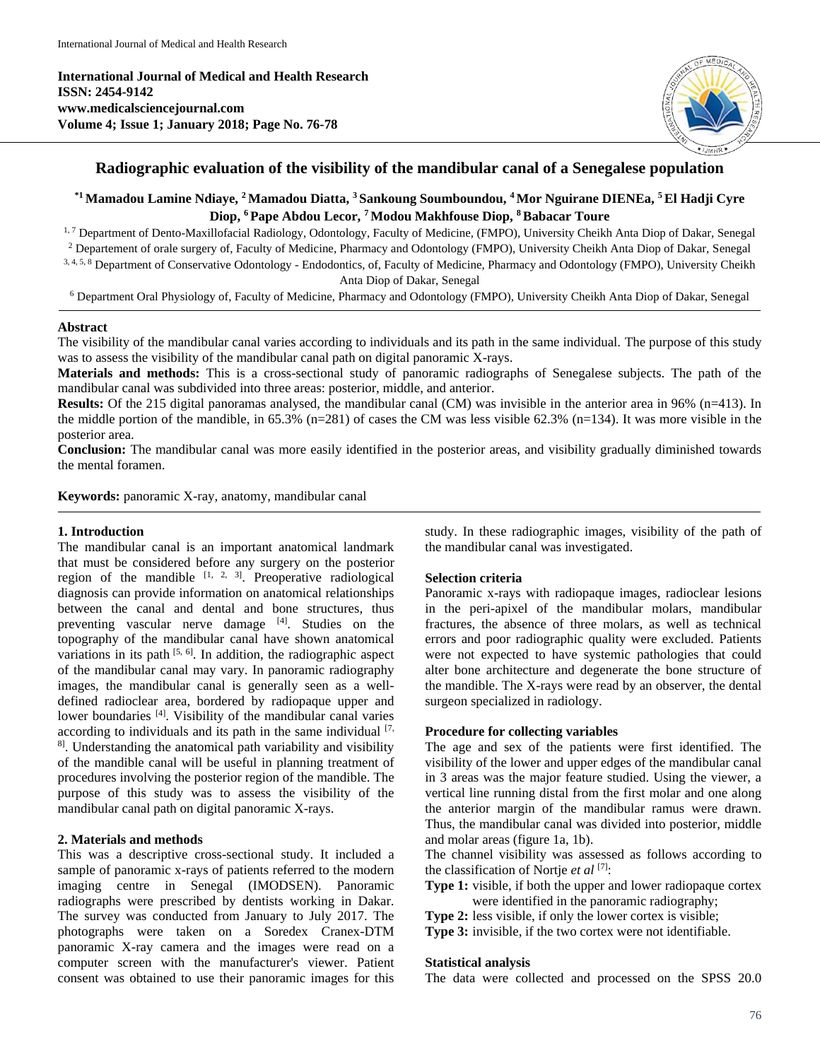# Radiographic evaluation of the visibility of the mandibular canal of a Senegalese population

**[*1] Mamadou Lamine Ndiaye, [2] Mamadou Diatta, [3] Sankoung Soumboundou, [4] Mor Nguirane DIENEa, [5] El Hadji Cyre Diop, [6] Pape Abdou Lecor, [7] Modou Makhfouse Diop, [8] Babacar Toure**

[1, 7] Department of Dento-Maxillofacial Radiology, Odontology, Faculty of Medicine, (FMPO), University Cheikh Anta Diop of Dakar, Senegal

[2] Departement of orale surgery of, Faculty of Medicine, Pharmacy and Odontology (FMPO), University Cheikh Anta Diop of Dakar, Senegal

[3, 4, 5, 8] Department of Conservative Odontology - Endodontics, of, Faculty of Medicine, Pharmacy and Odontology (FMPO), University Cheikh Anta Diop of Dakar, Senegal

[6] Department Oral Physiology of, Faculty of Medicine, Pharmacy and Odontology (FMPO), University Cheikh Anta Diop of Dakar, Senegal

## Abstract

The visibility of the mandibular canal varies according to individuals and its path in the same individual. The purpose of this study was to assess the visibility of the mandibular canal path on digital panoramic X-rays.

**Materials and methods:** This is a cross-sectional study of panoramic radiographs of Senegalese subjects. The path of the mandibular canal was subdivided into three areas: posterior, middle, and anterior.

**Results:** Of the 215 digital panoramas analysed, the mandibular canal (CM) was invisible in the anterior area in 96% (n=413). In the middle portion of the mandible, in 65.3% (n=281) of cases the CM was less visible 62.3% (n=134). It was more visible in the posterior area.

**Conclusion:** The mandibular canal was more easily identified in the posterior areas, and visibility gradually diminished towards the mental foramen.

**Keywords:** panoramic X-ray, anatomy, mandibular canal

## 1. Introduction

The mandibular canal is an important anatomical landmark that must be considered before any surgery on the posterior region of the mandible [1, 2, 3]. Preoperative radiological diagnosis can provide information on anatomical relationships between the canal and dental and bone structures, thus preventing vascular nerve damage [4]. Studies on the topography of the mandibular canal have shown anatomical variations in its path [5, 6]. In addition, the radiographic aspect of the mandibular canal may vary. In panoramic radiography images, the mandibular canal is generally seen as a well-defined radioclear area, bordered by radiopaque upper and lower boundaries [4]. Visibility of the mandibular canal varies according to individuals and its path in the same individual [7, 8]. Understanding the anatomical path variability and visibility of the mandible canal will be useful in planning treatment of procedures involving the posterior region of the mandible. The purpose of this study was to assess the visibility of the mandibular canal path on digital panoramic X-rays.

## 2. Materials and methods

This was a descriptive cross-sectional study. It included a sample of panoramic x-rays of patients referred to the modern imaging centre in Senegal (IMODSEN). Panoramic radiographs were prescribed by dentists working in Dakar. The survey was conducted from January to July 2017. The photographs were taken on a Soredex Cranex-DTM panoramic X-ray camera and the images were read on a computer screen with the manufacturer's viewer. Patient consent was obtained to use their panoramic images for this study. In these radiographic images, visibility of the path of the mandibular canal was investigated.

### Selection criteria

Panoramic x-rays with radiopaque images, radioclear lesions in the peri-apixel of the mandibular molars, mandibular fractures, the absence of three molars, as well as technical errors and poor radiographic quality were excluded. Patients were not expected to have systemic pathologies that could alter bone architecture and degenerate the bone structure of the mandible. The X-rays were read by an observer, the dental surgeon specialized in radiology.

### Procedure for collecting variables

The age and sex of the patients were first identified. The visibility of the lower and upper edges of the mandibular canal in 3 areas was the major feature studied. Using the viewer, a vertical line running distal from the first molar and one along the anterior margin of the mandibular ramus were drawn. Thus, the mandibular canal was divided into posterior, middle and molar areas (figure 1a, 1b).

The channel visibility was assessed as follows according to the classification of Nortje *et al* [7]:

- **Type 1:** visible, if both the upper and lower radiopaque cortex were identified in the panoramic radiography;
- **Type 2:** less visible, if only the lower cortex is visible;
- **Type 3:** invisible, if the two cortex were not identifiable.

### Statistical analysis

The data were collected and processed on the SPSS 20.0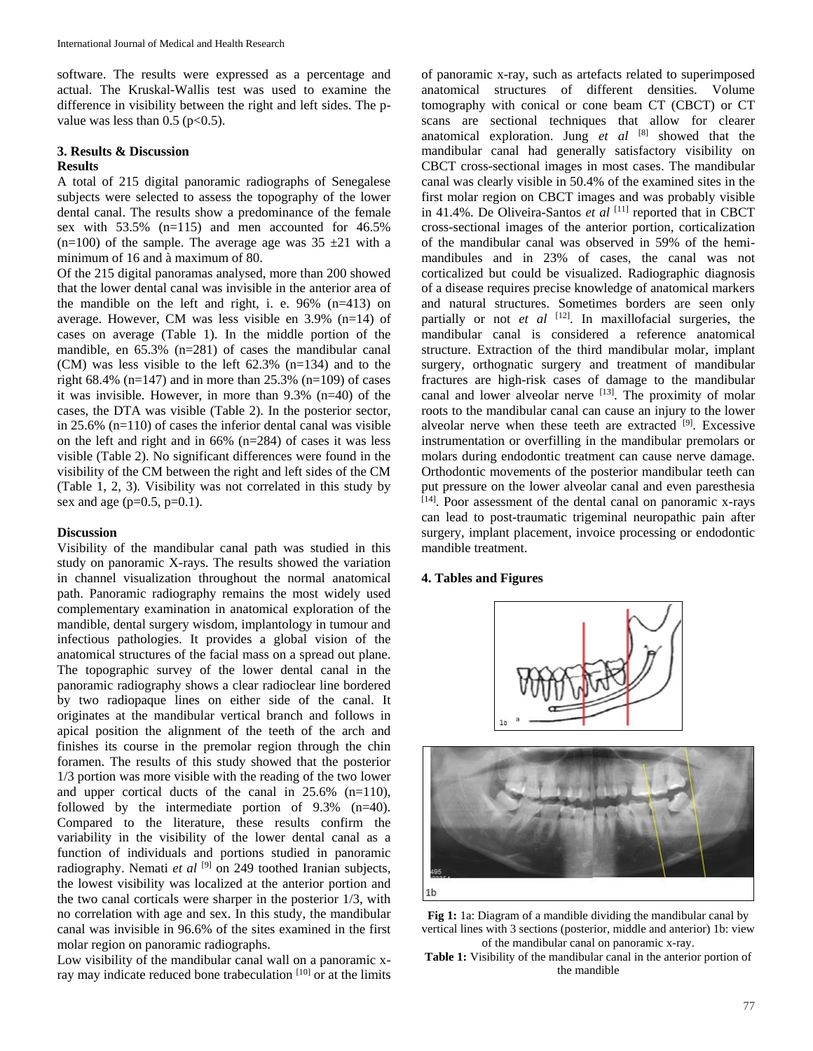software. The results were expressed as a percentage and actual. The Kruskal-Wallis test was used to examine the difference in visibility between the right and left sides. The p-value was less than 0.5 ($p<0.5$).

## 3. Results & Discussion

### Results

A total of 215 digital panoramic radiographs of Senegalese subjects were selected to assess the topography of the lower dental canal. The results show a predominance of the female sex with 53.5% (n=115) and men accounted for 46.5% (n=100) of the sample. The average age was 35 ±21 with a minimum of 16 and à maximum of 80.

Of the 215 digital panoramas analysed, more than 200 showed that the lower dental canal was invisible in the anterior area of the mandible on the left and right, i. e. 96% (n=413) on average. However, CM was less visible en 3.9% (n=14) of cases on average (Table 1). In the middle portion of the mandible, en 65.3% (n=281) of cases the mandibular canal (CM) was less visible to the left 62.3% (n=134) and to the right 68.4% (n=147) and in more than 25.3% (n=109) of cases it was invisible. However, in more than 9.3% (n=40) of the cases, the DTA was visible (Table 2). In the posterior sector, in 25.6% (n=110) of cases the inferior dental canal was visible on the left and right and in 66% (n=284) of cases it was less visible (Table 2). No significant differences were found in the visibility of the CM between the right and left sides of the CM (Table 1, 2, 3). Visibility was not correlated in this study by sex and age ($p=0.5$, $p=0.1$).

### Discussion

Visibility of the mandibular canal path was studied in this study on panoramic X-rays. The results showed the variation in channel visualization throughout the normal anatomical path. Panoramic radiography remains the most widely used complementary examination in anatomical exploration of the mandible, dental surgery wisdom, implantology in tumour and infectious pathologies. It provides a global vision of the anatomical structures of the facial mass on a spread out plane. The topographic survey of the lower dental canal in the panoramic radiography shows a clear radioclear line bordered by two radiopaque lines on either side of the canal. It originates at the mandibular vertical branch and follows in apical position the alignment of the teeth of the arch and finishes its course in the premolar region through the chin foramen. The results of this study showed that the posterior 1/3 portion was more visible with the reading of the two lower and upper cortical ducts of the canal in 25.6% (n=110), followed by the intermediate portion of 9.3% (n=40). Compared to the literature, these results confirm the variability in the visibility of the lower dental canal as a function of individuals and portions studied in panoramic radiography. Nemati *et al* [9] on 249 toothed Iranian subjects, the lowest visibility was localized at the anterior portion and the two canal corticals were sharper in the posterior 1/3, with no correlation with age and sex. In this study, the mandibular canal was invisible in 96.6% of the sites examined in the first molar region on panoramic radiographs.

Low visibility of the mandibular canal wall on a panoramic x-ray may indicate reduced bone trabeculation [10] or at the limits of panoramic x-ray, such as artefacts related to superimposed anatomical structures of different densities. Volume tomography with conical or cone beam CT (CBCT) or CT scans are sectional techniques that allow for clearer anatomical exploration. Jung *et al* [8] showed that the mandibular canal had generally satisfactory visibility on CBCT cross-sectional images in most cases. The mandibular canal was clearly visible in 50.4% of the examined sites in the first molar region on CBCT images and was probably visible in 41.4%. De Oliveira-Santos *et al* [11] reported that in CBCT cross-sectional images of the anterior portion, corticalization of the mandibular canal was observed in 59% of the hemi-mandibules and in 23% of cases, the canal was not corticalized but could be visualized. Radiographic diagnosis of a disease requires precise knowledge of anatomical markers and natural structures. Sometimes borders are seen only partially or not *et al* [12]. In maxillofacial surgeries, the mandibular canal is considered a reference anatomical structure. Extraction of the third mandibular molar, implant surgery, orthognatic surgery and treatment of mandibular fractures are high-risk cases of damage to the mandibular canal and lower alveolar nerve [13]. The proximity of molar roots to the mandibular canal can cause an injury to the lower alveolar nerve when these teeth are extracted [9]. Excessive instrumentation or overfilling in the mandibular premolars or molars during endodontic treatment can cause nerve damage. Orthodontic movements of the posterior mandibular teeth can put pressure on the lower alveolar canal and even paresthesia [14]. Poor assessment of the dental canal on panoramic x-rays can lead to post-traumatic trigeminal neuropathic pain after surgery, implant placement, invoice processing or endodontic mandible treatment.

## 4. Tables and Figures

**Fig 1:** 1a: Diagram of a mandible dividing the mandibular canal by vertical lines with 3 sections (posterior, middle and anterior) 1b: view of the mandibular canal on panoramic x-ray.

**Table 1:** Visibility of the mandibular canal in the anterior portion of the mandible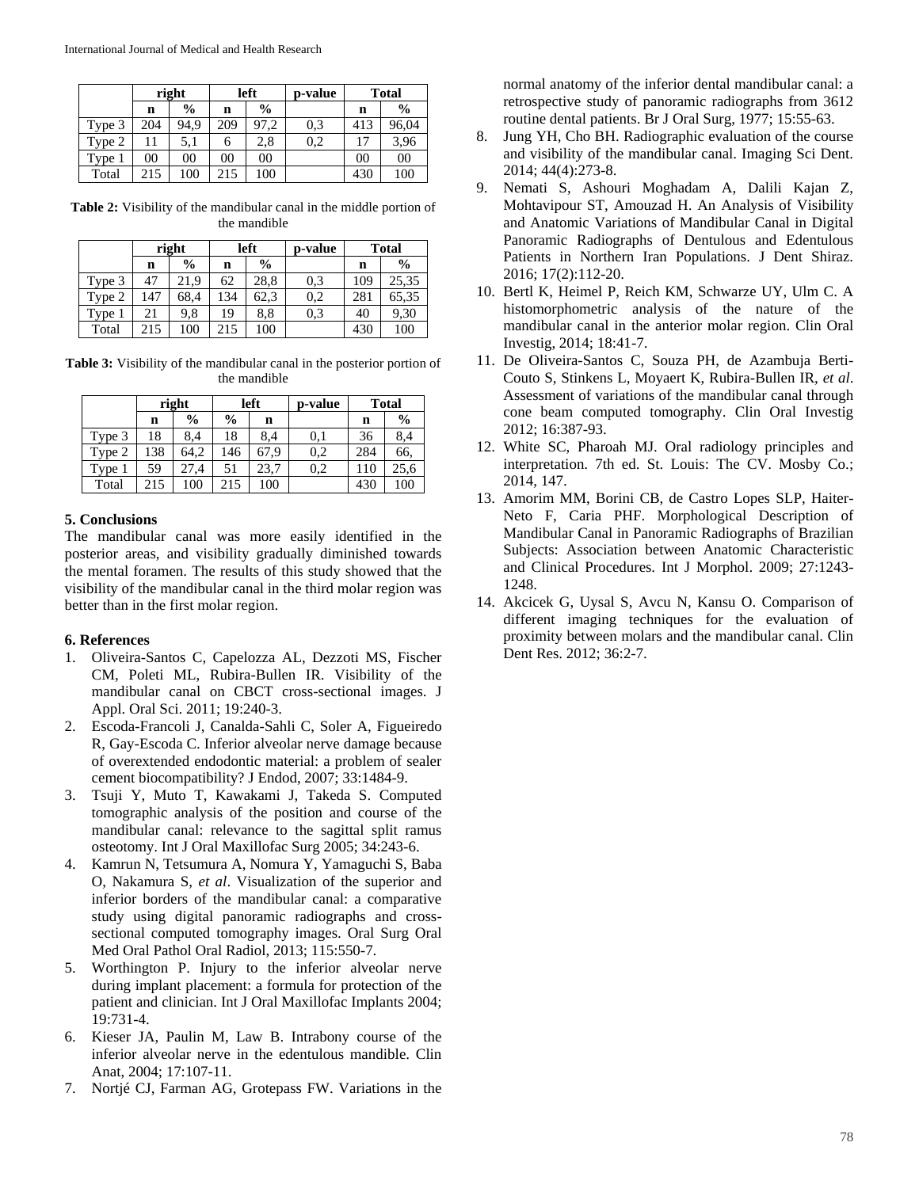| | right | | left | | p-value | Total | |
|---|---|---|---|---|---|---|---|
| | n | % | n | % | | n | % |
| Type 3 | 204 | 94,9 | 209 | 97,2 | 0,3 | 413 | 96,04 |
| Type 2 | 11 | 5,1 | 6 | 2,8 | 0,2 | 17 | 3,96 |
| Type 1 | 00 | 00 | 00 | 00 | | 00 | 00 |
| Total | 215 | 100 | 215 | 100 | | 430 | 100 |

**Table 2:** Visibility of the mandibular canal in the middle portion of the mandible

| | right | | left | | p-value | Total | |
|---|---|---|---|---|---|---|---|
| | n | % | n | % | | n | % |
| Type 3 | 47 | 21,9 | 62 | 28,8 | 0,3 | 109 | 25,35 |
| Type 2 | 147 | 68,4 | 134 | 62,3 | 0,2 | 281 | 65,35 |
| Type 1 | 21 | 9,8 | 19 | 8,8 | 0,3 | 40 | 9,30 |
| Total | 215 | 100 | 215 | 100 | | 430 | 100 |

**Table 3:** Visibility of the mandibular canal in the posterior portion of the mandible

| | right | | left | | p-value | Total | |
|---|---|---|---|---|---|---|---|
| | n | % | % | n | | n | % |
| Type 3 | 18 | 8,4 | 18 | 8,4 | 0,1 | 36 | 8,4 |
| Type 2 | 138 | 64,2 | 146 | 67,9 | 0,2 | 284 | 66, |
| Type 1 | 59 | 27,4 | 51 | 23,7 | 0,2 | 110 | 25,6 |
| Total | 215 | 100 | 215 | 100 | | 430 | 100 |

## 5. Conclusions

The mandibular canal was more easily identified in the posterior areas, and visibility gradually diminished towards the mental foramen. The results of this study showed that the visibility of the mandibular canal in the third molar region was better than in the first molar region.

## 6. References

1. Oliveira-Santos C, Capelozza AL, Dezzoti MS, Fischer CM, Poleti ML, Rubira-Bullen IR. Visibility of the mandibular canal on CBCT cross-sectional images. J Appl. Oral Sci. 2011; 19:240-3.
2. Escoda-Francoli J, Canalda-Sahli C, Soler A, Figueiredo R, Gay-Escoda C. Inferior alveolar nerve damage because of overextended endodontic material: a problem of sealer cement biocompatibility? J Endod, 2007; 33:1484-9.
3. Tsuji Y, Muto T, Kawakami J, Takeda S. Computed tomographic analysis of the position and course of the mandibular canal: relevance to the sagittal split ramus osteotomy. Int J Oral Maxillofac Surg 2005; 34:243-6.
4. Kamrun N, Tetsumura A, Nomura Y, Yamaguchi S, Baba O, Nakamura S, *et al*. Visualization of the superior and inferior borders of the mandibular canal: a comparative study using digital panoramic radiographs and cross-sectional computed tomography images. Oral Surg Oral Med Oral Pathol Oral Radiol, 2013; 115:550-7.
5. Worthington P. Injury to the inferior alveolar nerve during implant placement: a formula for protection of the patient and clinician. Int J Oral Maxillofac Implants 2004; 19:731-4.
6. Kieser JA, Paulin M, Law B. Intrabony course of the inferior alveolar nerve in the edentulous mandible. Clin Anat, 2004; 17:107-11.
7. Nortjé CJ, Farman AG, Grotepass FW. Variations in the normal anatomy of the inferior dental mandibular canal: a retrospective study of panoramic radiographs from 3612 routine dental patients. Br J Oral Surg, 1977; 15:55-63.
8. Jung YH, Cho BH. Radiographic evaluation of the course and visibility of the mandibular canal. Imaging Sci Dent. 2014; 44(4):273-8.
9. Nemati S, Ashouri Moghadam A, Dalili Kajan Z, Mohtavipour ST, Amouzad H. An Analysis of Visibility and Anatomic Variations of Mandibular Canal in Digital Panoramic Radiographs of Dentulous and Edentulous Patients in Northern Iran Populations. J Dent Shiraz. 2016; 17(2):112-20.
10. Bertl K, Heimel P, Reich KM, Schwarze UY, Ulm C. A histomorphometric analysis of the nature of the mandibular canal in the anterior molar region. Clin Oral Investig, 2014; 18:41-7.
11. De Oliveira-Santos C, Souza PH, de Azambuja Berti-Couto S, Stinkens L, Moyaert K, Rubira-Bullen IR, *et al*. Assessment of variations of the mandibular canal through cone beam computed tomography. Clin Oral Investig 2012; 16:387-93.
12. White SC, Pharoah MJ. Oral radiology principles and interpretation. 7th ed. St. Louis: The CV. Mosby Co.; 2014, 147.
13. Amorim MM, Borini CB, de Castro Lopes SLP, Haiter-Neto F, Caria PHF. Morphological Description of Mandibular Canal in Panoramic Radiographs of Brazilian Subjects: Association between Anatomic Characteristic and Clinical Procedures. Int J Morphol. 2009; 27:1243-1248.
14. Akcicek G, Uysal S, Avcu N, Kansu O. Comparison of different imaging techniques for the evaluation of proximity between molars and the mandibular canal. Clin Dent Res. 2012; 36:2-7.